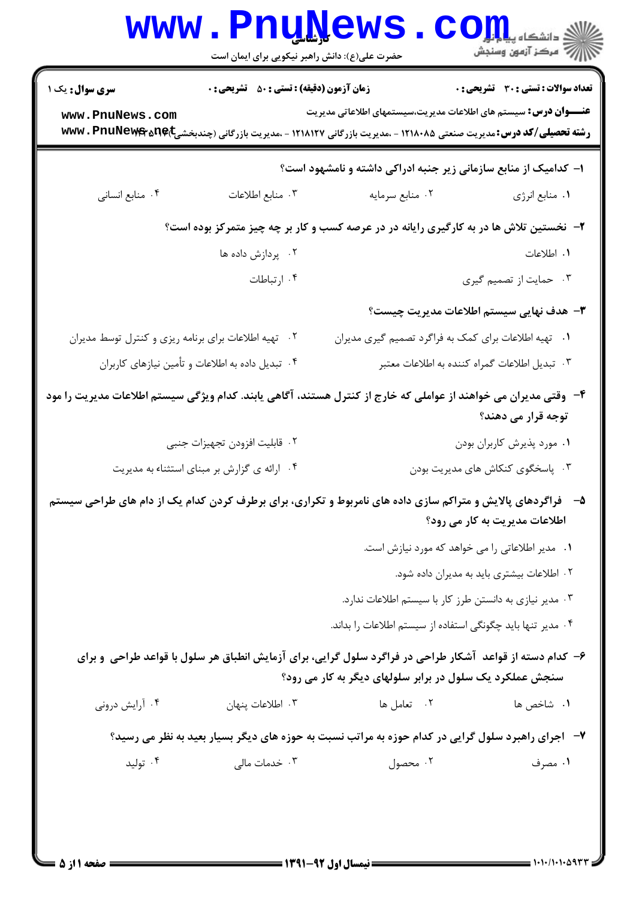کارشناسی

حضرت علی(ع): دانش راهبر نیکویی برای ایمان است

**سری سوال:** یک ۱ | **زمان آزمون (دقیقه) : تستی : ۵۰ تشریحی : ۰** | **تعداد سوالات : تستی : ۳۰ تشریحی : ۰**

**عنـــوان درس:** سیستم های اطلاعات مدیریت،سیستمهای اطلاعاتی مدیریت

**رشته تحصیلی/کد درس:** مدیریت صنعتی ۱۲۱۸۰۸۵ - ،مدیریت بازرگانی ۱۲۱۸۱۲۷ - ،مدیریت بازرگانی (چندبخشی)۱۲۱۸۱۴۵

**۱- کدامیک از منابع سازمانی زیر جنبه ادراکی داشته و نامشهود است؟**

۱. منابع انرژی ۲. منابع سرمایه ۳. منابع اطلاعات ۴. منابع انسانی

**۲- نخستین تلاش ها در به کارگیری رایانه در عرصه کسب و کار بر چه چیز متمرکز بوده است؟**

۱. اطلاعات ۲. پردازش داده ها

۳. حمایت از تصمیم گیری ۴. ارتباطات

**۳- هدف نهایی سیستم اطلاعات مدیریت چیست؟**

۱. تهیه اطلاعات برای کمک به فراگرد تصمیم گیری مدیران ۲. تهیه اطلاعات برای برنامه ریزی و کنترل توسط مدیران

۳. تبدیل اطلاعات گمراه کننده به اطلاعات معتبر ۴. تبدیل داده به اطلاعات و تأمین نیازهای کاربران

**۴- وقتی مدیران می خواهند از عواملی که خارج از کنترل هستند، آگاهی یابند. کدام ویژگی سیستم اطلاعات مدیریت را مود توجه قرار می دهند؟**

۱. مورد پذیرش کاربران بودن ۲. قابلیت افزودن تجهیزات جنبی

۳. پاسخگوی کنکاش های مدیریت بودن ۴. ارائه ی گزارش بر مبنای استثناء به مدیریت

**۵- فراگردهای پالایش و متراکم سازی داده های نامربوط و تکراری، برای برطرف کردن کدام یک از دام های طراحی سیستم اطلاعات مدیریت به کار می رود؟**

۱. مدیر اطلاعاتی را می خواهد که مورد نیازش است.

۲. اطلاعات بیشتری باید به مدیران داده شود.

۳. مدیر نیازی به دانستن طرز کار با سیستم اطلاعات ندارد.

۴. مدیر تنها باید چگونگی استفاده از سیستم اطلاعات را بداند.

**۶- کدام دسته از قواعد آشکار طراحی در فراگرد سلول گرایی، برای آزمایش انطباق هر سلول با قواعد طراحی و برای سنجش عملکرد یک سلول در برابر سلولهای دیگر به کار می رود؟**

۱. شاخص ها ۲. تعامل ها ۳. اطلاعات پنهان ۴. آرایش درونی

**۷- اجرای راهبرد سلول گرایی در کدام حوزه به مراتب نسبت به حوزه های دیگر بسیار بعید به نظر می رسید؟**

۱. مصرف ۲. محصول ۳. خدمات مالی ۴. تولید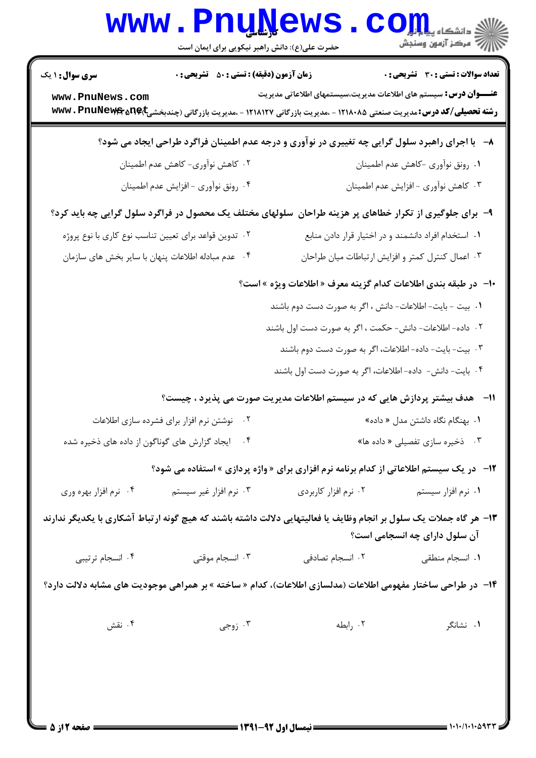**تعداد سوالات : تستی : ۳۰ تشریحی : ۰** | **زمان آزمون (دقیقه) : تستی : ۵۰ تشریحی : ۰** | **سری سوال : ۱ یک**

**عنـــوان درس:** سیستم های اطلاعات مدیریت،سیستمهای اطلاعاتی مدیریت

**رشته تحصیلی/کد درس:** مدیریت صنعتی ۱۲۱۸۰۸۵ - ،مدیریت بازرگانی ۱۲۱۸۱۲۷ - ،مدیریت بازرگانی (چندبخشی)۱۲۱۸۱۴۵

---

**۸- با اجرای راهبرد سلول گرایی چه تغییری در نوآوری و درجه عدم اطمینان فراگرد طراحی ایجاد می شود؟**

۱. رونق نوآوری -کاهش عدم اطمینان

۲. کاهش نوآوری- کاهش عدم اطمینان

۳. کاهش نوآوری - افزایش عدم اطمینان

۴. رونق نوآوری - افزایش عدم اطمینان

**۹- برای جلوگیری از تکرار خطاهای پر هزینه طراحان سلولهای مختلف یک محصول در فراگرد سلول گرایی چه باید کرد؟**

۱. استخدام افراد دانشمند و در اختیار قرار دادن منابع

۲. تدوین قواعد برای تعیین تناسب نوع کاری با نوع پروژه

۳. اعمال کنترل کمتر و افزایش ارتباطات میان طراحان

۴. عدم مبادله اطلاعات پنهان با سایر بخش های سازمان

**۱۰- در طبقه بندی اطلاعات کدام گزینه معرف « اطلاعات ویژه » است؟**

۱. بیت - بایت- اطلاعات- دانش ، اگر به صورت دست دوم باشند

۲. داده- اطلاعات- دانش- حکمت ، اگر به صورت دست اول باشند

۳. بیت- بایت- داده- اطلاعات، اگر به صورت دست دوم باشند

۴. بایت- دانش- داده- اطلاعات، اگر به صورت دست اول باشند

**۱۱- هدف بیشتر پردازش هایی که در سیستم اطلاعات مدیریت صورت می پذیرد ، چیست؟**

۱. بهنگام نگاه داشتن مدل « داده»

۲. نوشتن نرم افزار برای فشرده سازی اطلاعات

۳. ذخیره سازی تفصیلی « داده ها»

۴. ایجاد گزارش های گوناگون از داده های ذخیره شده

**۱۲- در یک سیستم اطلاعاتی از کدام برنامه نرم افزاری برای « واژه پردازی » استفاده می شود؟**

۱. نرم افزار سیستم

۲. نرم افزار کاربردی

۳. نرم افزار غیر سیستم

۴. نرم افزار بهره وری

**۱۳- هر گاه جملات یک سلول بر انجام وظایف یا فعالیتهایی دلالت داشته باشند که هیچ گونه ارتباط آشکاری با یکدیگر ندارند آن سلول دارای چه انسجامی است؟**

۱. انسجام منطقی

۲. انسجام تصادفی

۳. انسجام موقتی

۴. انسجام ترتیبی

**۱۴- در طراحی ساختار مفهومی اطلاعات (مدلسازی اطلاعات)، کدام « ساخته » بر همراهی موجودیت های مشابه دلالت دارد؟**

۱. نشانگر

۲. رابطه

۳. زوجی

۴. نقش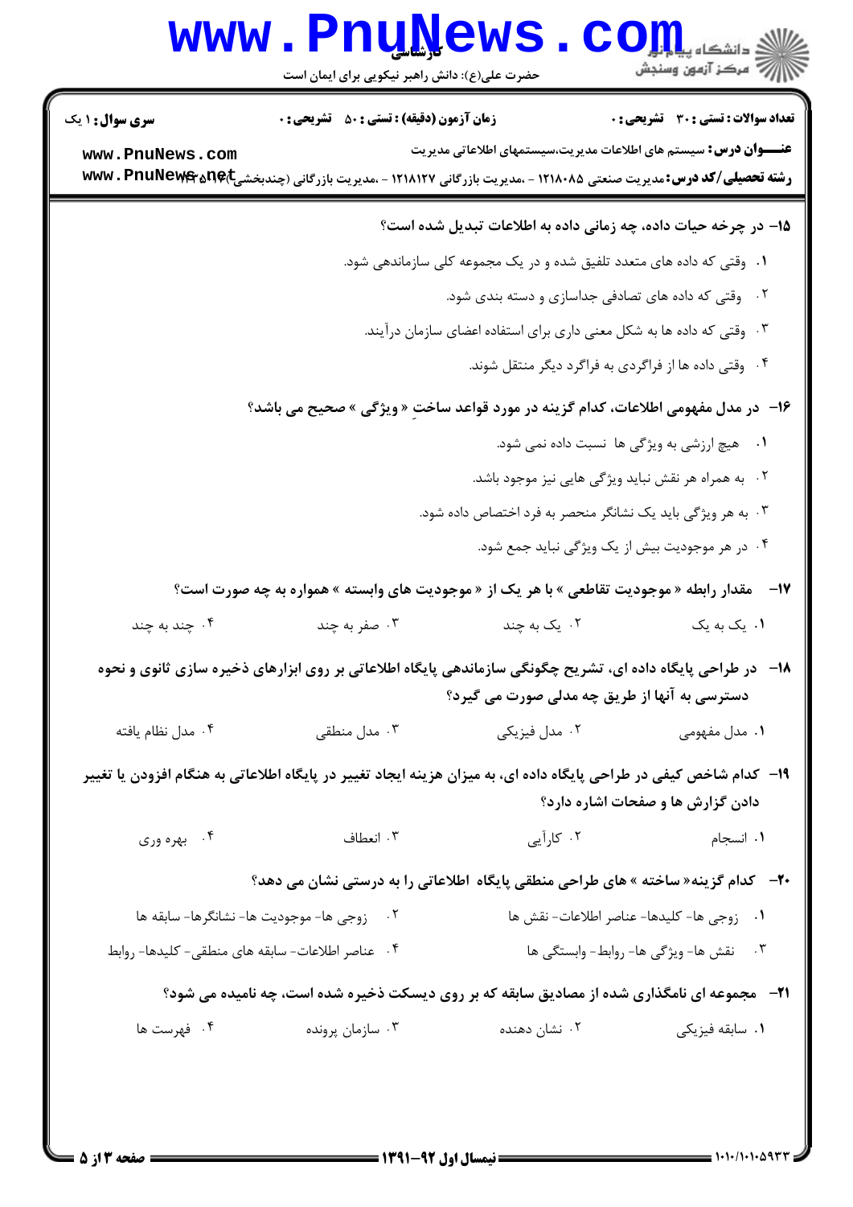**۱۵- در چرخه حیات داده، چه زمانی داده به اطلاعات تبدیل شده است؟**

۱. وقتی که داده های متعدد تلفیق شده و در یک مجموعه کلی سازماندهی شود.

۲. وقتی که داده های تصادفی جداسازی و دسته بندی شود.

۳. وقتی که داده ها به شکل معنی داری برای استفاده اعضای سازمان درآیند.

۴. وقتی داده ها از فراگردی به فراگرد دیگر منتقل شوند.

**۱۶- در مدل مفهومی اطلاعات، کدام گزینه در مورد قواعد ساختِ « ویژگی » صحیح می باشد؟**

۱. هیچ ارزشی به ویژگی ها نسبت داده نمی شود.

۲. به همراه هر نقش نباید ویژگی هایی نیز موجود باشد.

۳. به هر ویژگی باید یک نشانگر منحصر به فرد اختصاص داده شود.

۴. در هر موجودیت بیش از یک ویژگی نباید جمع شود.

**۱۷- مقدار رابطه « موجودیت تقاطعی » با هر یک از « موجودیت های وابسته » همواره به چه صورت است؟**

۱. یک به یک
۲. یک به چند
۳. صفر به چند
۴. چند به چند

**۱۸- در طراحی پایگاه داده ای، تشریح چگونگی سازماندهی پایگاه اطلاعاتی بر روی ابزارهای ذخیره سازی ثانوی و نحوه دسترسی به آنها از طریق چه مدلی صورت می گیرد؟**

۱. مدل مفهومی
۲. مدل فیزیکی
۳. مدل منطقی
۴. مدل نظام یافته

**۱۹- کدام شاخص کیفی در طراحی پایگاه داده ای، به میزان هزینه ایجاد تغییر در پایگاه اطلاعاتی به هنگام افزودن یا تغییر دادن گزارش ها و صفحات اشاره دارد؟**

۱. انسجام
۲. کارآیی
۳. انعطاف
۴. بهره وری

**۲۰- کدام گزینه« ساخته » های طراحی منطقی پایگاه اطلاعاتی را به درستی نشان می دهد؟**

۱. زوجی ها- کلیدها- عناصر اطلاعات- نقش ها

۲. زوجی ها- موجودیت ها- نشانگرها- سابقه ها

۳. نقش ها- ویژگی ها- روابط- وابستگی ها

۴. عناصر اطلاعات- سابقه های منطقی- کلیدها- روابط

**۲۱- مجموعه ای نامگذاری شده از مصادیق سابقه که بر روی دیسکت ذخیره شده است، چه نامیده می شود؟**

۱. سابقه فیزیکی
۲. نشان دهنده
۳. سازمان پرونده
۴. فهرست ها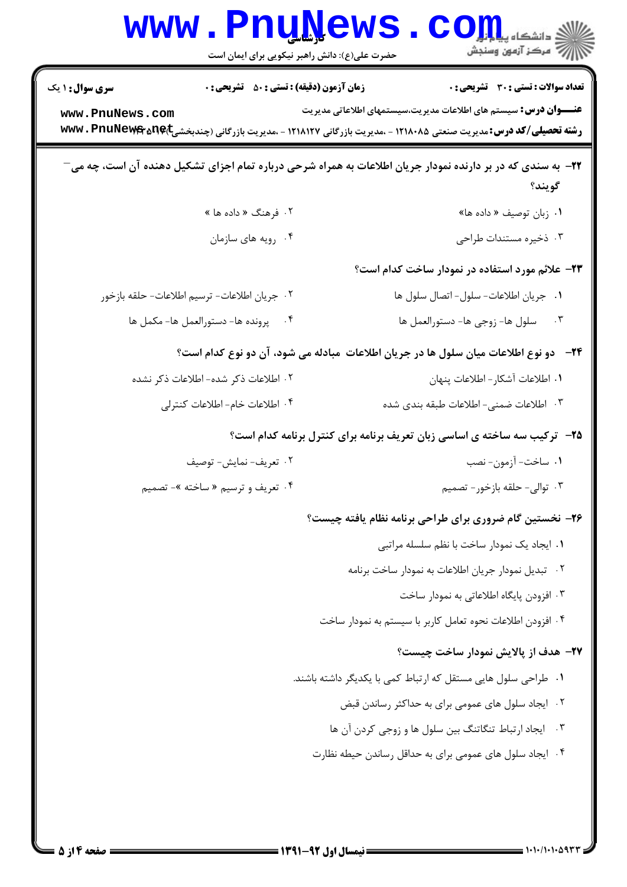**سری سوال:** ۱ یک | **زمان آزمون (دقیقه) : تستی : ۵۰ تشریحی : ۰** | **تعداد سوالات : تستی : ۳۰ تشریحی : ۰**

**عنـــوان درس:** سیستم های اطلاعات مدیریت،سیستمهای اطلاعاتی مدیریت

**رشته تحصیلی/کد درس:** مدیریت صنعتی ۱۲۱۸۰۸۵ - ،مدیریت بازرگانی ۱۲۱۸۱۲۷ - ،مدیریت بازرگانی (چندبخشی)۱۲۱۸۱۴۵

**۲۲- به سندی که در بر دارنده نمودار جریان اطلاعات به همراه شرحی درباره تمام اجزای تشکیل دهنده آن است، چه می‌گویند؟**

۱. زبان توصیف « داده ها»

۲. فرهنگ « داده ها »

۳. ذخیره مستندات طراحی

۴. رویه های سازمان

**۲۳- علائم مورد استفاده در نمودار ساخت کدام است؟**

۱. جریان اطلاعات- سلول- اتصال سلول ها

۲. جریان اطلاعات- ترسیم اطلاعات- حلقه بازخور

۳. سلول ها- زوجی ها- دستورالعمل ها

۴. پرونده ها- دستورالعمل ها- مکمل ها

**۲۴- دو نوع اطلاعات میان سلول ها در جریان اطلاعات مبادله می شود، آن دو نوع کدام است؟**

۱. اطلاعات آشکار- اطلاعات پنهان

۲. اطلاعات ذکر شده- اطلاعات ذکر نشده

۳. اطلاعات ضمنی- اطلاعات طبقه بندی شده

۴. اطلاعات خام- اطلاعات کنترلی

**۲۵- ترکیب سه ساخته ی اساسی زبان تعریف برنامه برای کنترل برنامه کدام است؟**

۱. ساخت- آزمون- نصب

۲. تعریف- نمایش- توصیف

۳. توالی- حلقه بازخور- تصمیم

۴. تعریف و ترسیم « ساخته »- تصمیم

**۲۶- نخستین گام ضروری برای طراحی برنامه نظام یافته چیست؟**

۱. ایجاد یک نمودار ساخت با نظم سلسله مراتبی

۲. تبدیل نمودار جریان اطلاعات به نمودار ساخت برنامه

۳. افزودن پایگاه اطلاعاتی به نمودار ساخت

۴. افزودن اطلاعات نحوه تعامل کاربر با سیستم به نمودار ساخت

**۲۷- هدف از پالایش نمودار ساخت چیست؟**

۱. طراحی سلول هایی مستقل که ارتباط کمی با یکدیگر داشته باشند.

۲. ایجاد سلول های عمومی برای به حداکثر رساندن قبض

۳. ایجاد ارتباط تنگاتنگ بین سلول ها و زوجی کردن آن ها

۴. ایجاد سلول های عمومی برای به حداقل رساندن حیطه نظارت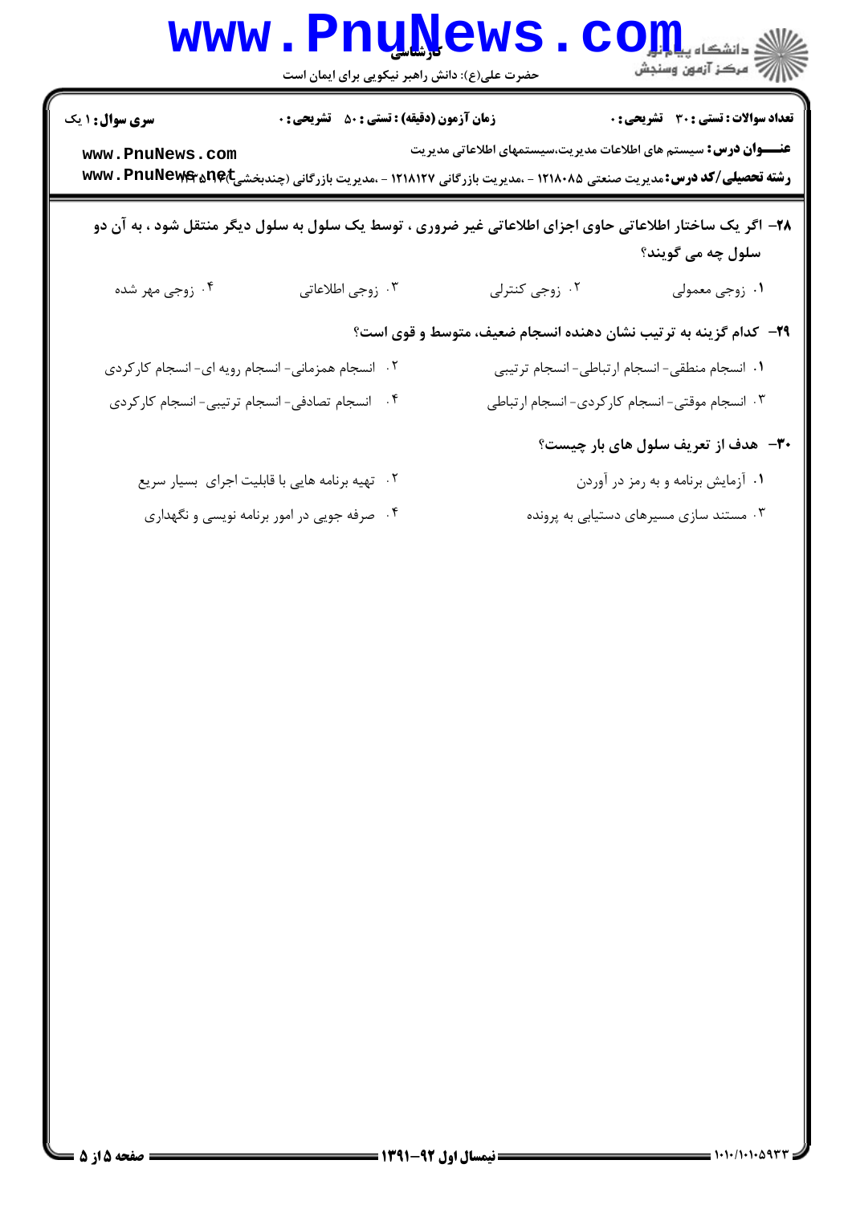۲۸- اگر یک ساختار اطلاعاتی حاوی اجزای اطلاعاتی غیر ضروری ، توسط یک سلول به سلول دیگر منتقل شود ، به آن دو سلول چه می گویند؟

۱. زوجی معمولی

۲. زوجی کنترلی

۳. زوجی اطلاعاتی

۴. زوجی مهر شده

۲۹- کدام گزینه به ترتیب نشان دهنده انسجام ضعیف، متوسط و قوی است؟

۱. انسجام منطقی- انسجام ارتباطی- انسجام ترتیبی

۲. انسجام همزمانی- انسجام رویه ای- انسجام کارکردی

۳. انسجام موقتی- انسجام کارکردی- انسجام ارتباطی

۴. انسجام تصادفی- انسجام ترتیبی- انسجام کارکردی

۳۰- هدف از تعریف سلول های بار چیست؟

۱. آزمایش برنامه و به رمز در آوردن

۲. تهیه برنامه هایی با قابلیت اجرای بسیار سریع

۳. مستند سازی مسیرهای دستیابی به پرونده

۴. صرفه جویی در امور برنامه نویسی و نگهداری